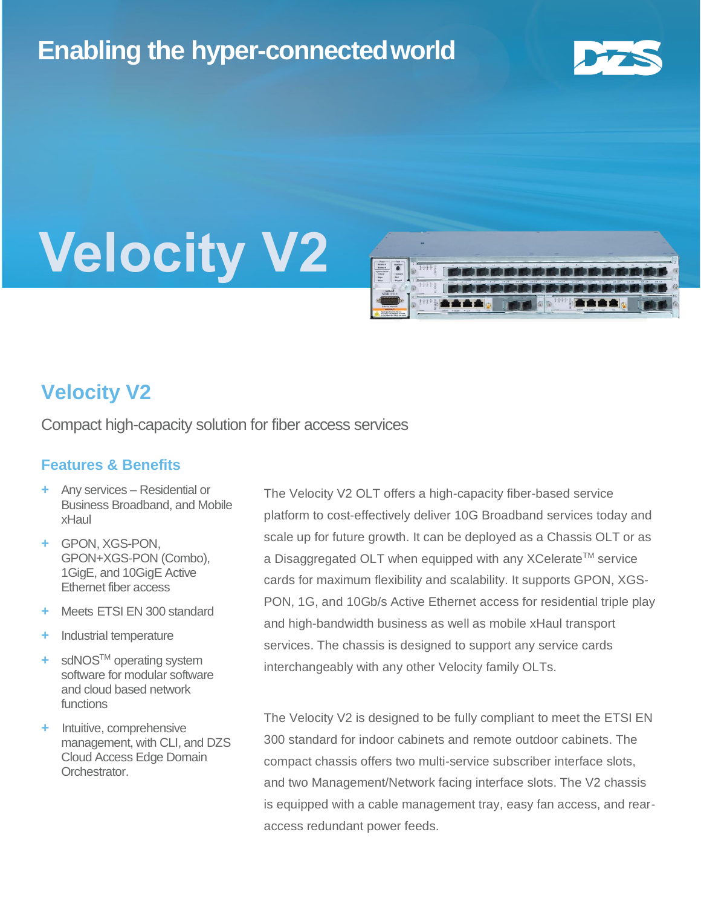Enabling the hyper-connected world

DZS

# Velocity V2

## Velocity V2

Compact high-capacity solution for fiber access services

### Features & Benefits

- Any services – Residential or Business Broadband, and Mobile xHaul
- GPON, XGS-PON, GPON+XGS-PON (Combo), 1GigE, and 10GigE Active Ethernet fiber access
- Meets ETSI EN 300 standard
- Industrial temperature
- sdNOS™ operating system software for modular software and cloud based network functions
- Intuitive, comprehensive management, with CLI, and DZS Cloud Access Edge Domain Orchestrator.

The Velocity V2 OLT offers a high-capacity fiber-based service platform to cost-effectively deliver 10G Broadband services today and scale up for future growth. It can be deployed as a Chassis OLT or as a Disaggregated OLT when equipped with any XCelerate™ service cards for maximum flexibility and scalability. It supports GPON, XGS-PON, 1G, and 10Gb/s Active Ethernet access for residential triple play and high-bandwidth business as well as mobile xHaul transport services. The chassis is designed to support any service cards interchangeably with any other Velocity family OLTs.

The Velocity V2 is designed to be fully compliant to meet the ETSI EN 300 standard for indoor cabinets and remote outdoor cabinets. The compact chassis offers two multi-service subscriber interface slots, and two Management/Network facing interface slots. The V2 chassis is equipped with a cable management tray, easy fan access, and rear-access redundant power feeds.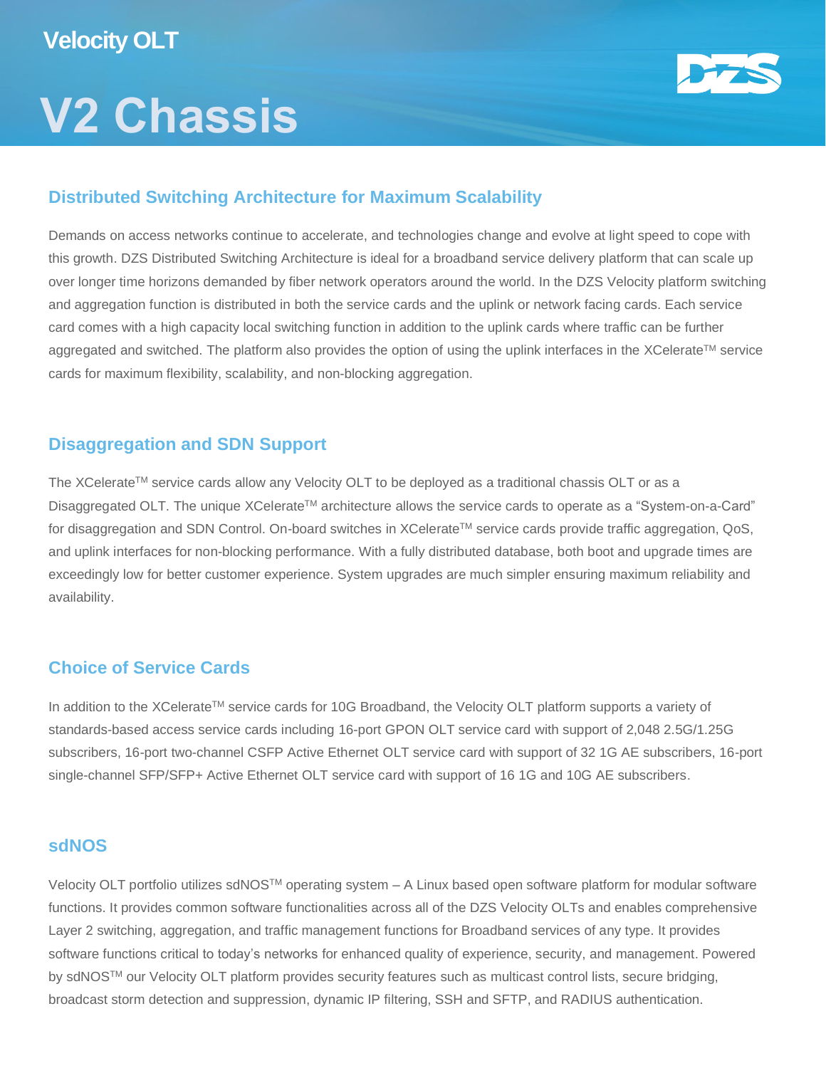# Velocity OLT

# V2 Chassis

## Distributed Switching Architecture for Maximum Scalability

Demands on access networks continue to accelerate, and technologies change and evolve at light speed to cope with this growth. DZS Distributed Switching Architecture is ideal for a broadband service delivery platform that can scale up over longer time horizons demanded by fiber network operators around the world. In the DZS Velocity platform switching and aggregation function is distributed in both the service cards and the uplink or network facing cards. Each service card comes with a high capacity local switching function in addition to the uplink cards where traffic can be further aggregated and switched. The platform also provides the option of using the uplink interfaces in the XCelerate™ service cards for maximum flexibility, scalability, and non-blocking aggregation.

## Disaggregation and SDN Support

The XCelerate™ service cards allow any Velocity OLT to be deployed as a traditional chassis OLT or as a Disaggregated OLT. The unique XCelerate™ architecture allows the service cards to operate as a "System-on-a-Card" for disaggregation and SDN Control. On-board switches in XCelerate™ service cards provide traffic aggregation, QoS, and uplink interfaces for non-blocking performance. With a fully distributed database, both boot and upgrade times are exceedingly low for better customer experience. System upgrades are much simpler ensuring maximum reliability and availability.

## Choice of Service Cards

In addition to the XCelerate™ service cards for 10G Broadband, the Velocity OLT platform supports a variety of standards-based access service cards including 16-port GPON OLT service card with support of 2,048 2.5G/1.25G subscribers, 16-port two-channel CSFP Active Ethernet OLT service card with support of 32 1G AE subscribers, 16-port single-channel SFP/SFP+ Active Ethernet OLT service card with support of 16 1G and 10G AE subscribers.

## sdNOS

Velocity OLT portfolio utilizes sdNOS™ operating system – A Linux based open software platform for modular software functions. It provides common software functionalities across all of the DZS Velocity OLTs and enables comprehensive Layer 2 switching, aggregation, and traffic management functions for Broadband services of any type. It provides software functions critical to today's networks for enhanced quality of experience, security, and management. Powered by sdNOS™ our Velocity OLT platform provides security features such as multicast control lists, secure bridging, broadcast storm detection and suppression, dynamic IP filtering, SSH and SFTP, and RADIUS authentication.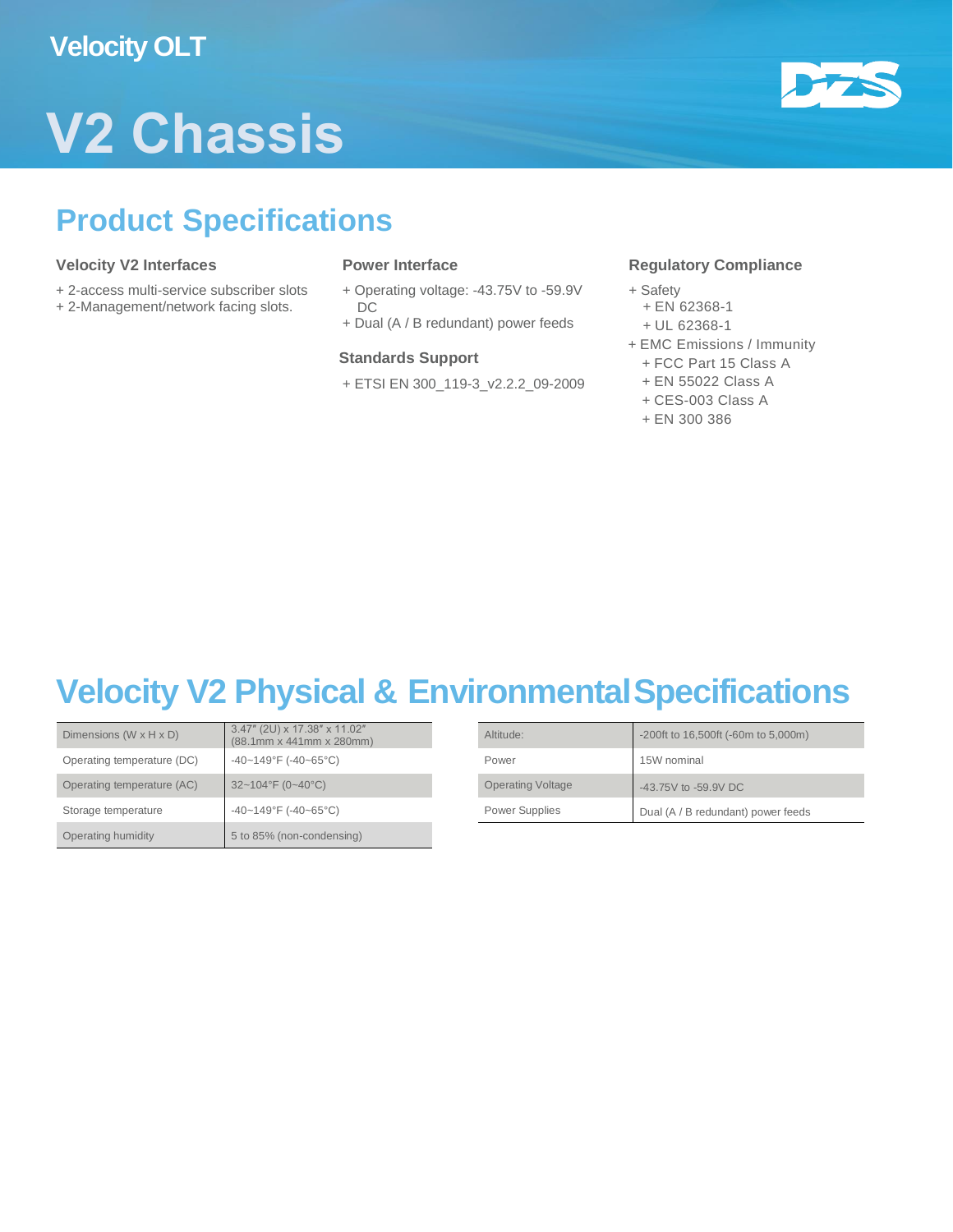Velocity OLT

# V2 Chassis

## Product Specifications

### Velocity V2 Interfaces

+ 2-access multi-service subscriber slots
+ 2-Management/network facing slots.

### Power Interface

+ Operating voltage: -43.75V to -59.9V DC
+ Dual (A / B redundant) power feeds

### Standards Support

+ ETSI EN 300_119-3_v2.2.2_09-2009

### Regulatory Compliance

+ Safety
  + EN 62368-1
  + UL 62368-1
+ EMC Emissions / Immunity
  + FCC Part 15 Class A
  + EN 55022 Class A
  + CES-003 Class A
  + EN 300 386

## Velocity V2 Physical & Environmental Specifications

| | |
|---|---|
| Dimensions (W x H x D) | 3.47″ (2U) x 17.38″ x 11.02″ (88.1mm x 441mm x 280mm) |
| Operating temperature (DC) | -40~149°F (-40~65°C) |
| Operating temperature (AC) | 32~104°F (0~40°C) |
| Storage temperature | -40~149°F (-40~65°C) |
| Operating humidity | 5 to 85% (non-condensing) |

| | |
|---|---|
| Altitude: | -200ft to 16,500ft (-60m to 5,000m) |
| Power | 15W nominal |
| Operating Voltage | -43.75V to -59.9V DC |
| Power Supplies | Dual (A / B redundant) power feeds |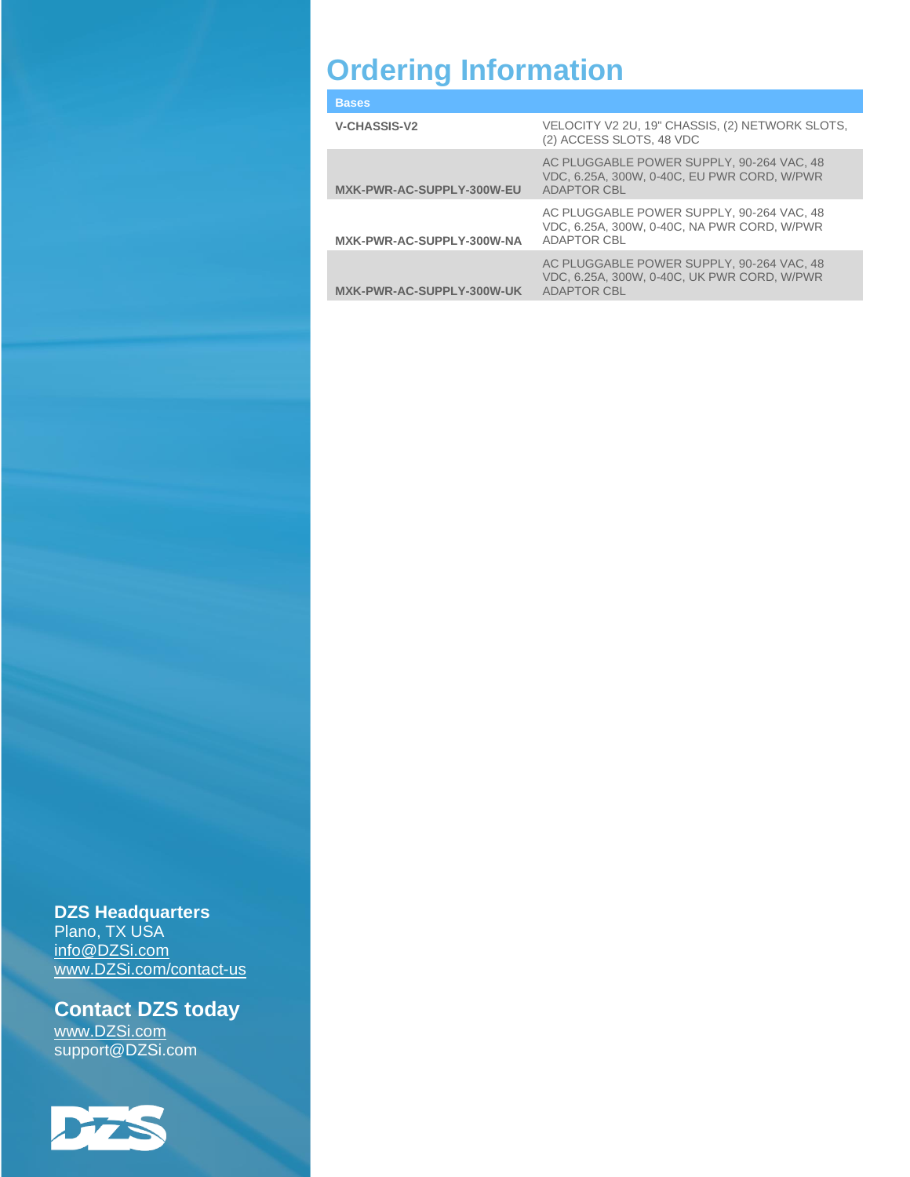# Ordering Information

| Bases | |
|---|---|
| **V-CHASSIS-V2** | VELOCITY V2 2U, 19" CHASSIS, (2) NETWORK SLOTS, (2) ACCESS SLOTS, 48 VDC |
| **MXK-PWR-AC-SUPPLY-300W-EU** | AC PLUGGABLE POWER SUPPLY, 90-264 VAC, 48 VDC, 6.25A, 300W, 0-40C, EU PWR CORD, W/PWR ADAPTOR CBL |
| **MXK-PWR-AC-SUPPLY-300W-NA** | AC PLUGGABLE POWER SUPPLY, 90-264 VAC, 48 VDC, 6.25A, 300W, 0-40C, NA PWR CORD, W/PWR ADAPTOR CBL |
| **MXK-PWR-AC-SUPPLY-300W-UK** | AC PLUGGABLE POWER SUPPLY, 90-264 VAC, 48 VDC, 6.25A, 300W, 0-40C, UK PWR CORD, W/PWR ADAPTOR CBL |

**DZS Headquarters**
Plano, TX USA
info@DZSi.com
www.DZSi.com/contact-us

**Contact DZS today**
www.DZSi.com
support@DZSi.com